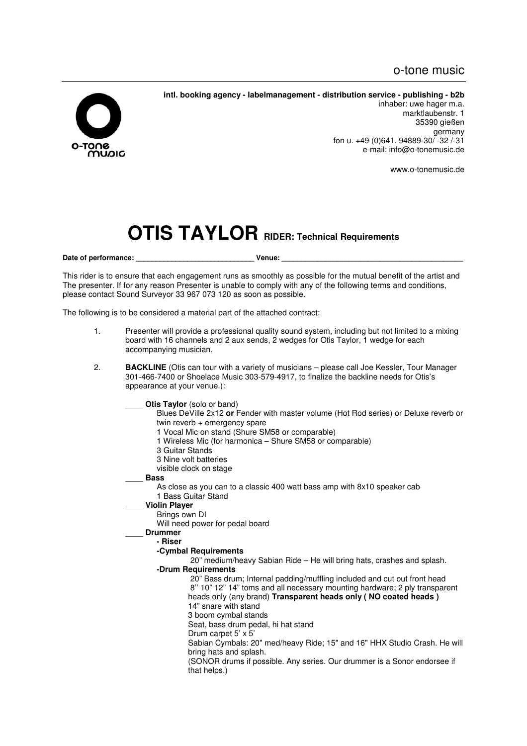o-tone music

**intl. booking agency - labelmanagement - distribution service - publishing - b2b**
inhaber: uwe hager m.a.
marktlaubenstr. 1
35390 gießen
germany
fon u. +49 (0)641. 94889-30/ -32 /-31
e-mail: info@o-tonemusic.de

www.o-tonemusic.de

# OTIS TAYLOR RIDER: Technical Requirements

**Date of performance:** ______________________________ **Venue:** ______________________________________________

This rider is to ensure that each engagement runs as smoothly as possible for the mutual benefit of the artist and The presenter. If for any reason Presenter is unable to comply with any of the following terms and conditions, please contact Sound Surveyor 33 967 073 120 as soon as possible.

The following is to be considered a material part of the attached contract:

1. Presenter will provide a professional quality sound system, including but not limited to a mixing board with 16 channels and 2 aux sends, 2 wedges for Otis Taylor, 1 wedge for each accompanying musician.

2. **BACKLINE** (Otis can tour with a variety of musicians – please call Joe Kessler, Tour Manager 301-466-7400 or Shoelace Music 303-579-4917, to finalize the backline needs for Otis's appearance at your venue.):

   ____ **Otis Taylor** (solo or band)
   - Blues DeVille 2x12 **or** Fender with master volume (Hot Rod series) or Deluxe reverb or twin reverb + emergency spare
   - 1 Vocal Mic on stand (Shure SM58 or comparable)
   - 1 Wireless Mic (for harmonica – Shure SM58 or comparable)
   - 3 Guitar Stands
   - 3 Nine volt batteries
   - visible clock on stage

   ____ **Bass**
   - As close as you can to a classic 400 watt bass amp with 8x10 speaker cab
   - 1 Bass Guitar Stand

   ____ **Violin Player**
   - Brings own DI
   - Will need power for pedal board

   ____ **Drummer**
   - **- Riser**
   - **-Cymbal Requirements**
     - 20" medium/heavy Sabian Ride – He will bring hats, crashes and splash.
   - **-Drum Requirements**
     - 20" Bass drum; Internal padding/muffling included and cut out front head
     - 8'' 10" 12" 14" toms and all necessary mounting hardware; 2 ply transparent heads only (any brand) **Transparent heads only ( NO coated heads )**
     - 14" snare with stand
     - 3 boom cymbal stands
     - Seat, bass drum pedal, hi hat stand
     - Drum carpet 5' x 5'
     - Sabian Cymbals: 20" med/heavy Ride; 15" and 16" HHX Studio Crash. He will bring hats and splash.
     - (SONOR drums if possible. Any series. Our drummer is a Sonor endorsee if that helps.)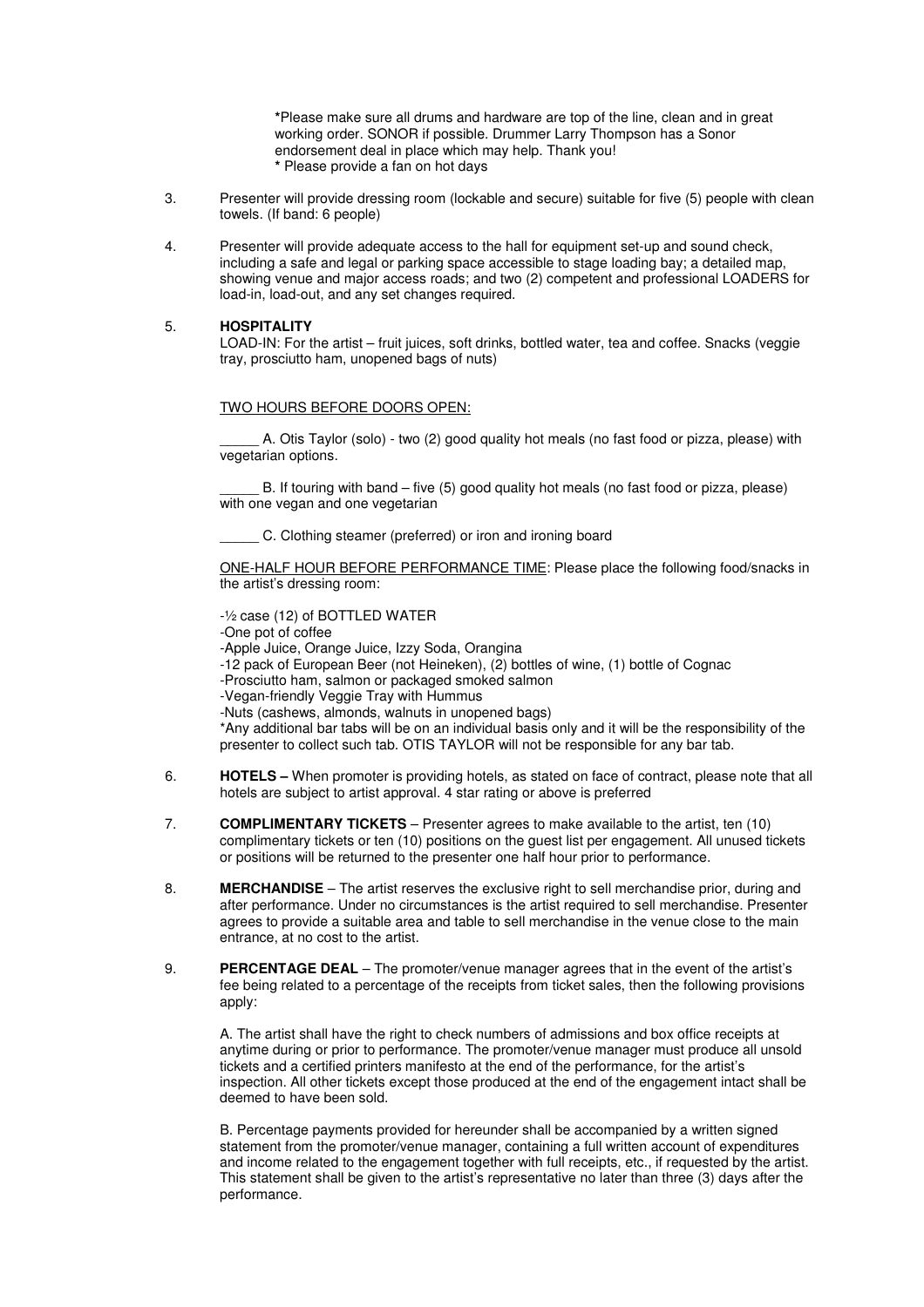*Please make sure all drums and hardware are top of the line, clean and in great working order. SONOR if possible. Drummer Larry Thompson has a Sonor endorsement deal in place which may help. Thank you!
* Please provide a fan on hot days

3. Presenter will provide dressing room (lockable and secure) suitable for five (5) people with clean towels. (If band: 6 people)

4. Presenter will provide adequate access to the hall for equipment set-up and sound check, including a safe and legal or parking space accessible to stage loading bay; a detailed map, showing venue and major access roads; and two (2) competent and professional LOADERS for load-in, load-out, and any set changes required.

5. **HOSPITALITY**
LOAD-IN: For the artist – fruit juices, soft drinks, bottled water, tea and coffee. Snacks (veggie tray, prosciutto ham, unopened bags of nuts)

TWO HOURS BEFORE DOORS OPEN:

_____ A. Otis Taylor (solo) - two (2) good quality hot meals (no fast food or pizza, please) with vegetarian options.

_____ B. If touring with band – five (5) good quality hot meals (no fast food or pizza, please) with one vegan and one vegetarian

_____ C. Clothing steamer (preferred) or iron and ironing board

ONE-HALF HOUR BEFORE PERFORMANCE TIME: Please place the following food/snacks in the artist's dressing room:

-½ case (12) of BOTTLED WATER
-One pot of coffee
-Apple Juice, Orange Juice, Izzy Soda, Orangina
-12 pack of European Beer (not Heineken), (2) bottles of wine, (1) bottle of Cognac
-Prosciutto ham, salmon or packaged smoked salmon
-Vegan-friendly Veggie Tray with Hummus
-Nuts (cashews, almonds, walnuts in unopened bags)
*Any additional bar tabs will be on an individual basis only and it will be the responsibility of the presenter to collect such tab. OTIS TAYLOR will not be responsible for any bar tab.

6. **HOTELS –** When promoter is providing hotels, as stated on face of contract, please note that all hotels are subject to artist approval. 4 star rating or above is preferred

7. **COMPLIMENTARY TICKETS** – Presenter agrees to make available to the artist, ten (10) complimentary tickets or ten (10) positions on the guest list per engagement. All unused tickets or positions will be returned to the presenter one half hour prior to performance.

8. **MERCHANDISE** – The artist reserves the exclusive right to sell merchandise prior, during and after performance. Under no circumstances is the artist required to sell merchandise. Presenter agrees to provide a suitable area and table to sell merchandise in the venue close to the main entrance, at no cost to the artist.

9. **PERCENTAGE DEAL** – The promoter/venue manager agrees that in the event of the artist's fee being related to a percentage of the receipts from ticket sales, then the following provisions apply:

A. The artist shall have the right to check numbers of admissions and box office receipts at anytime during or prior to performance. The promoter/venue manager must produce all unsold tickets and a certified printers manifesto at the end of the performance, for the artist's inspection. All other tickets except those produced at the end of the engagement intact shall be deemed to have been sold.

B. Percentage payments provided for hereunder shall be accompanied by a written signed statement from the promoter/venue manager, containing a full written account of expenditures and income related to the engagement together with full receipts, etc., if requested by the artist. This statement shall be given to the artist's representative no later than three (3) days after the performance.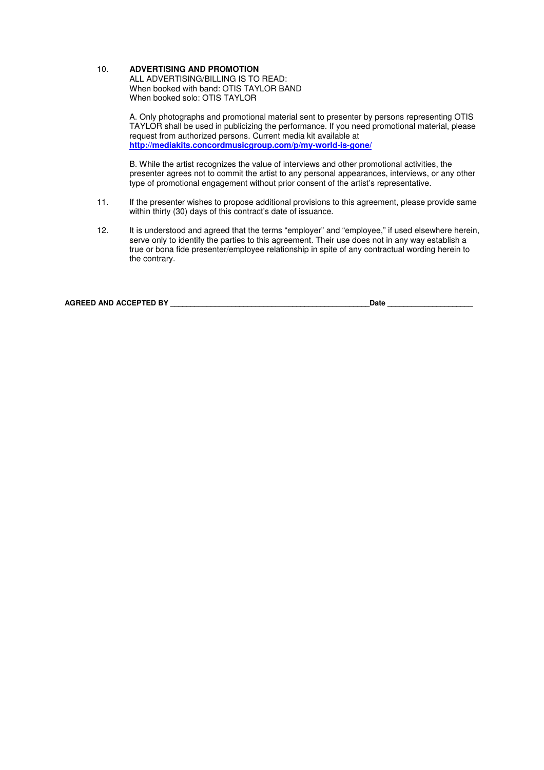10. **ADVERTISING AND PROMOTION**
ALL ADVERTISING/BILLING IS TO READ:
When booked with band: OTIS TAYLOR BAND
When booked solo: OTIS TAYLOR

A. Only photographs and promotional material sent to presenter by persons representing OTIS TAYLOR shall be used in publicizing the performance. If you need promotional material, please request from authorized persons. Current media kit available at **http://mediakits.concordmusicgroup.com/p/my-world-is-gone/**

B. While the artist recognizes the value of interviews and other promotional activities, the presenter agrees not to commit the artist to any personal appearances, interviews, or any other type of promotional engagement without prior consent of the artist's representative.

11. If the presenter wishes to propose additional provisions to this agreement, please provide same within thirty (30) days of this contract's date of issuance.

12. It is understood and agreed that the terms "employer" and "employee," if used elsewhere herein, serve only to identify the parties to this agreement. Their use does not in any way establish a true or bona fide presenter/employee relationship in spite of any contractual wording herein to the contrary.

**AGREED AND ACCEPTED BY** ________________________________________________**Date** ____________________